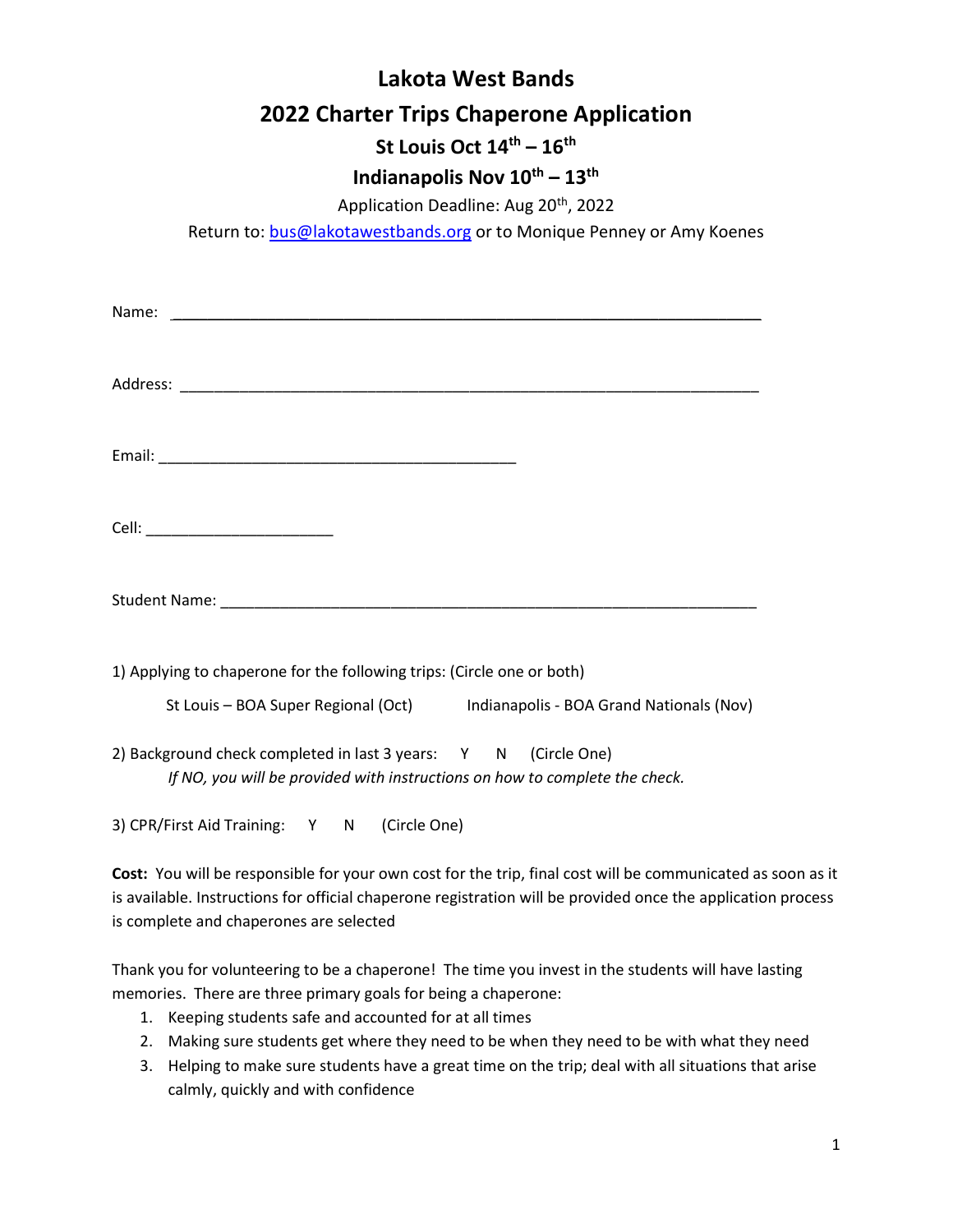# Lakota West Bands

## 2022 Charter Trips Chaperone Application

### St Louis Oct 14th – 16th

### Indianapolis Nov 10th – 13th

Application Deadline: Aug 20th, 2022

Return to: bus@lakotawestbands.org or to Monique Penney or Amy Koenes

Name: ______________________________________________________________________

Address: ____________________________________________________________________

Email: ___________________________________________

Cell: ______________________

Student Name: _______________________________________________________________

1) Applying to chaperone for the following trips: (Circle one or both)

   St Louis – BOA Super Regional (Oct)   Indianapolis - BOA Grand Nationals (Nov)

2) Background check completed in last 3 years:   Y   N   (Circle One)

   *If NO, you will be provided with instructions on how to complete the check.*

3) CPR/First Aid Training:   Y   N   (Circle One)

**Cost:** You will be responsible for your own cost for the trip, final cost will be communicated as soon as it is available. Instructions for official chaperone registration will be provided once the application process is complete and chaperones are selected

Thank you for volunteering to be a chaperone! The time you invest in the students will have lasting memories. There are three primary goals for being a chaperone:

1. Keeping students safe and accounted for at all times
2. Making sure students get where they need to be when they need to be with what they need
3. Helping to make sure students have a great time on the trip; deal with all situations that arise calmly, quickly and with confidence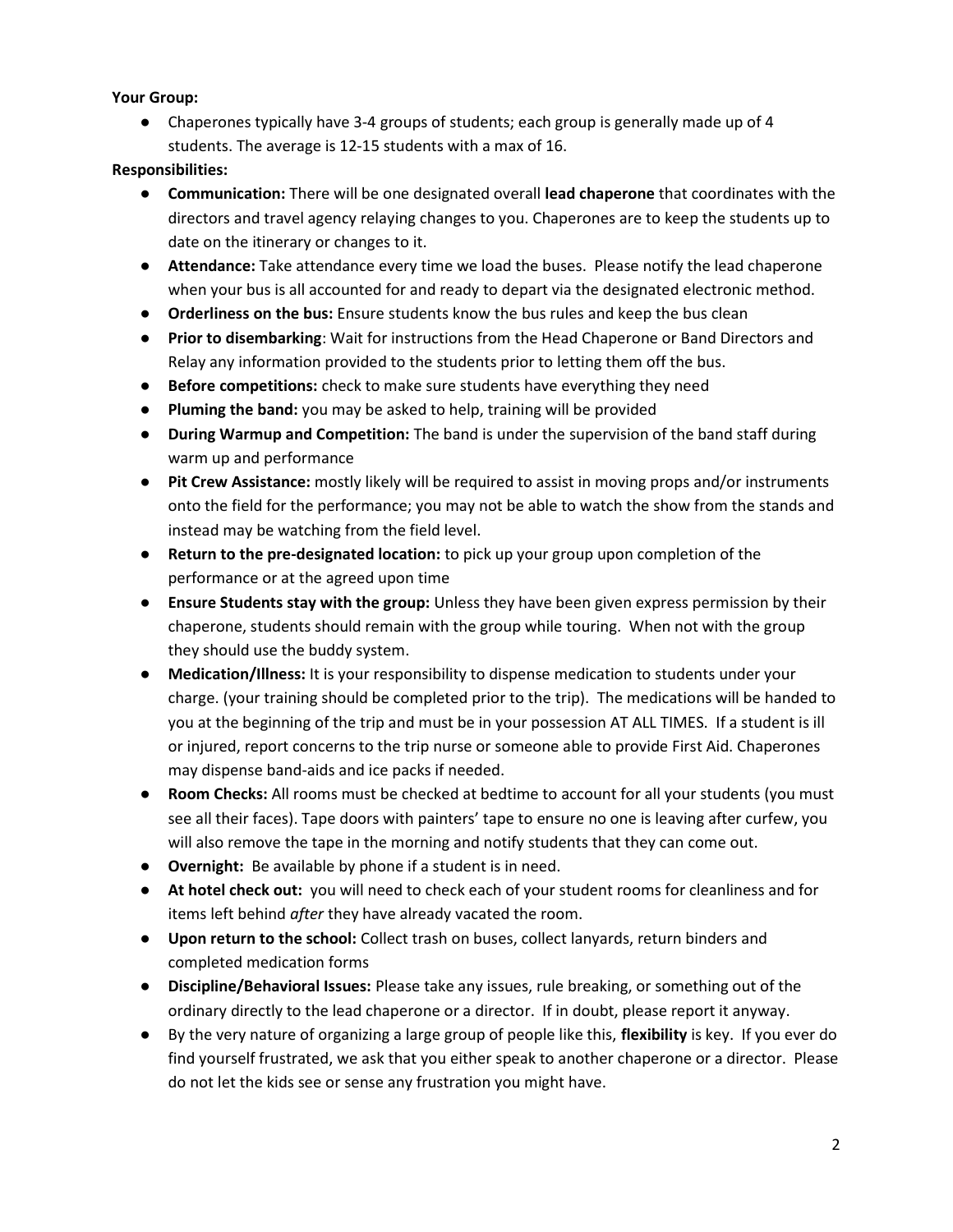**Your Group:**

- Chaperones typically have 3-4 groups of students; each group is generally made up of 4 students. The average is 12-15 students with a max of 16.

**Responsibilities:**

- **Communication:** There will be one designated overall **lead chaperone** that coordinates with the directors and travel agency relaying changes to you. Chaperones are to keep the students up to date on the itinerary or changes to it.
- **Attendance:** Take attendance every time we load the buses. Please notify the lead chaperone when your bus is all accounted for and ready to depart via the designated electronic method.
- **Orderliness on the bus:** Ensure students know the bus rules and keep the bus clean
- **Prior to disembarking**: Wait for instructions from the Head Chaperone or Band Directors and Relay any information provided to the students prior to letting them off the bus.
- **Before competitions:** check to make sure students have everything they need
- **Pluming the band:** you may be asked to help, training will be provided
- **During Warmup and Competition:** The band is under the supervision of the band staff during warm up and performance
- **Pit Crew Assistance:** mostly likely will be required to assist in moving props and/or instruments onto the field for the performance; you may not be able to watch the show from the stands and instead may be watching from the field level.
- **Return to the pre-designated location:** to pick up your group upon completion of the performance or at the agreed upon time
- **Ensure Students stay with the group:** Unless they have been given express permission by their chaperone, students should remain with the group while touring. When not with the group they should use the buddy system.
- **Medication/Illness:** It is your responsibility to dispense medication to students under your charge. (your training should be completed prior to the trip). The medications will be handed to you at the beginning of the trip and must be in your possession AT ALL TIMES. If a student is ill or injured, report concerns to the trip nurse or someone able to provide First Aid. Chaperones may dispense band-aids and ice packs if needed.
- **Room Checks:** All rooms must be checked at bedtime to account for all your students (you must see all their faces). Tape doors with painters' tape to ensure no one is leaving after curfew, you will also remove the tape in the morning and notify students that they can come out.
- **Overnight:** Be available by phone if a student is in need.
- **At hotel check out:** you will need to check each of your student rooms for cleanliness and for items left behind *after* they have already vacated the room.
- **Upon return to the school:** Collect trash on buses, collect lanyards, return binders and completed medication forms
- **Discipline/Behavioral Issues:** Please take any issues, rule breaking, or something out of the ordinary directly to the lead chaperone or a director. If in doubt, please report it anyway.
- By the very nature of organizing a large group of people like this, **flexibility** is key. If you ever do find yourself frustrated, we ask that you either speak to another chaperone or a director. Please do not let the kids see or sense any frustration you might have.